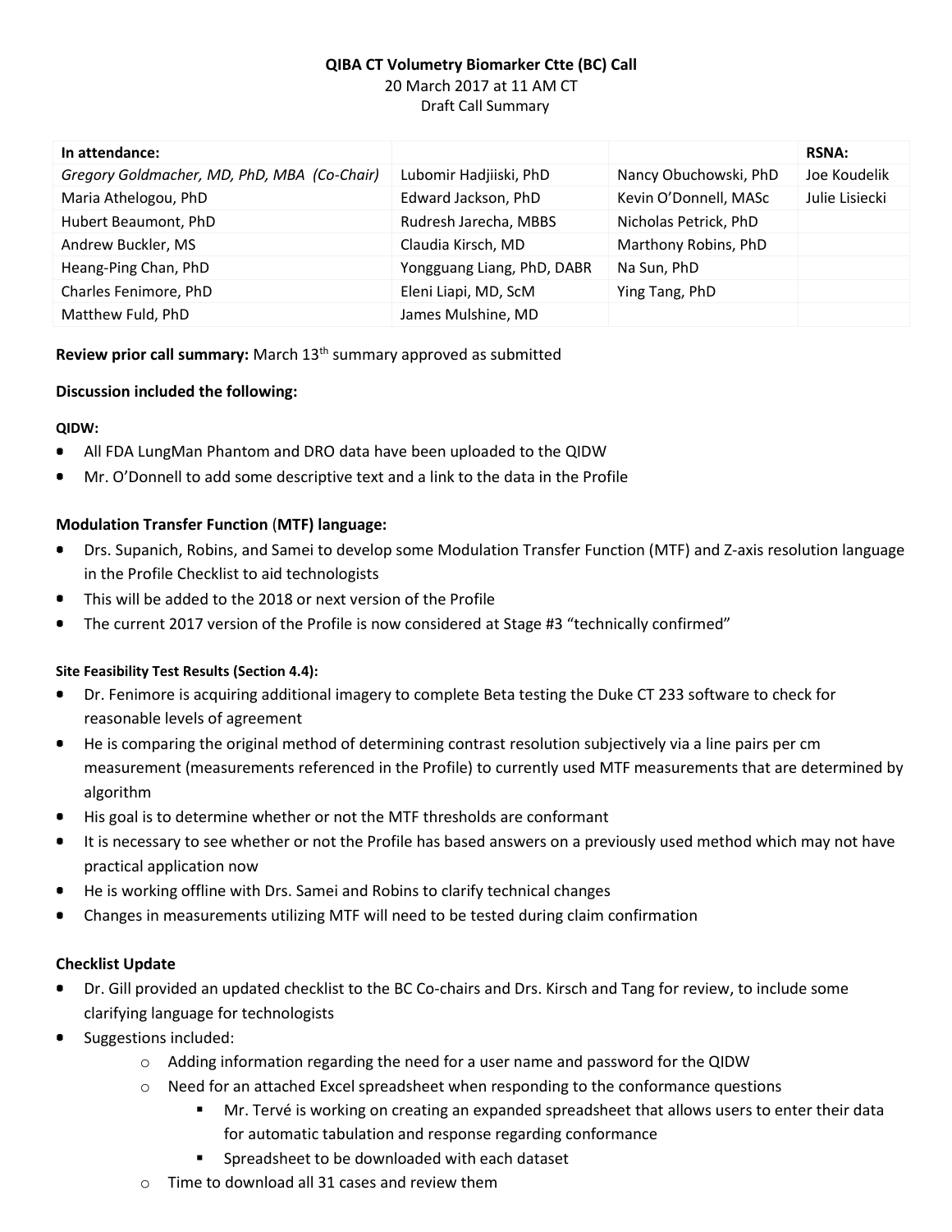**QIBA CT Volumetry Biomarker Ctte (BC) Call**
20 March 2017 at 11 AM CT
Draft Call Summary

| In attendance: | | | RSNA: |
|---|---|---|---|
| *Gregory Goldmacher, MD, PhD, MBA (Co-Chair)* | Lubomir Hadjiiski, PhD | Nancy Obuchowski, PhD | Joe Koudelik |
| Maria Athelogou, PhD | Edward Jackson, PhD | Kevin O'Donnell, MASc | Julie Lisiecki |
| Hubert Beaumont, PhD | Rudresh Jarecha, MBBS | Nicholas Petrick, PhD | |
| Andrew Buckler, MS | Claudia Kirsch, MD | Marthony Robins, PhD | |
| Heang-Ping Chan, PhD | Yongguang Liang, PhD, DABR | Na Sun, PhD | |
| Charles Fenimore, PhD | Eleni Liapi, MD, ScM | Ying Tang, PhD | |
| Matthew Fuld, PhD | James Mulshine, MD | | |

**Review prior call summary:** March 13th summary approved as submitted

**Discussion included the following:**

**QIDW:**

- All FDA LungMan Phantom and DRO data have been uploaded to the QIDW
- Mr. O'Donnell to add some descriptive text and a link to the data in the Profile

**Modulation Transfer Function (MTF) language:**

- Drs. Supanich, Robins, and Samei to develop some Modulation Transfer Function (MTF) and Z-axis resolution language in the Profile Checklist to aid technologists
- This will be added to the 2018 or next version of the Profile
- The current 2017 version of the Profile is now considered at Stage #3 "technically confirmed"

**Site Feasibility Test Results (Section 4.4):**

- Dr. Fenimore is acquiring additional imagery to complete Beta testing the Duke CT 233 software to check for reasonable levels of agreement
- He is comparing the original method of determining contrast resolution subjectively via a line pairs per cm measurement (measurements referenced in the Profile) to currently used MTF measurements that are determined by algorithm
- His goal is to determine whether or not the MTF thresholds are conformant
- It is necessary to see whether or not the Profile has based answers on a previously used method which may not have practical application now
- He is working offline with Drs. Samei and Robins to clarify technical changes
- Changes in measurements utilizing MTF will need to be tested during claim confirmation

**Checklist Update**

- Dr. Gill provided an updated checklist to the BC Co-chairs and Drs. Kirsch and Tang for review, to include some clarifying language for technologists
- Suggestions included:
  - Adding information regarding the need for a user name and password for the QIDW
  - Need for an attached Excel spreadsheet when responding to the conformance questions
    - Mr. Tervé is working on creating an expanded spreadsheet that allows users to enter their data for automatic tabulation and response regarding conformance
    - Spreadsheet to be downloaded with each dataset
  - Time to download all 31 cases and review them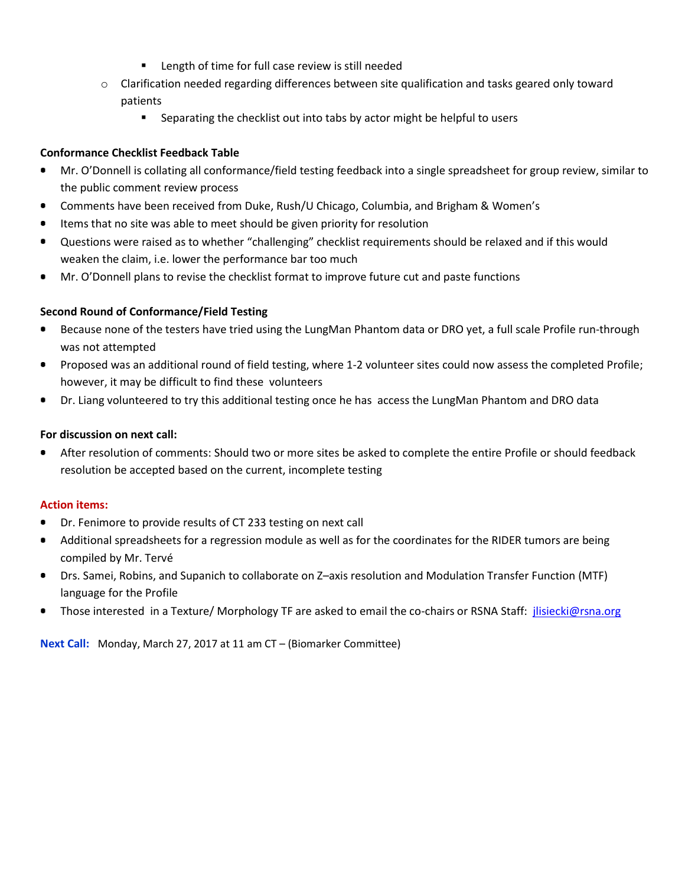- Length of time for full case review is still needed
    - Clarification needed regarding differences between site qualification and tasks geared only toward patients
        - Separating the checklist out into tabs by actor might be helpful to users

**Conformance Checklist Feedback Table**

- Mr. O'Donnell is collating all conformance/field testing feedback into a single spreadsheet for group review, similar to the public comment review process
- Comments have been received from Duke, Rush/U Chicago, Columbia, and Brigham & Women's
- Items that no site was able to meet should be given priority for resolution
- Questions were raised as to whether "challenging" checklist requirements should be relaxed and if this would weaken the claim, i.e. lower the performance bar too much
- Mr. O'Donnell plans to revise the checklist format to improve future cut and paste functions

**Second Round of Conformance/Field Testing**

- Because none of the testers have tried using the LungMan Phantom data or DRO yet, a full scale Profile run-through was not attempted
- Proposed was an additional round of field testing, where 1-2 volunteer sites could now assess the completed Profile; however, it may be difficult to find these volunteers
- Dr. Liang volunteered to try this additional testing once he has access the LungMan Phantom and DRO data

**For discussion on next call:**

- After resolution of comments: Should two or more sites be asked to complete the entire Profile or should feedback resolution be accepted based on the current, incomplete testing

**Action items:**

- Dr. Fenimore to provide results of CT 233 testing on next call
- Additional spreadsheets for a regression module as well as for the coordinates for the RIDER tumors are being compiled by Mr. Tervé
- Drs. Samei, Robins, and Supanich to collaborate on Z–axis resolution and Modulation Transfer Function (MTF) language for the Profile
- Those interested in a Texture/ Morphology TF are asked to email the co-chairs or RSNA Staff: jlisiecki@rsna.org

**Next Call:** Monday, March 27, 2017 at 11 am CT – (Biomarker Committee)